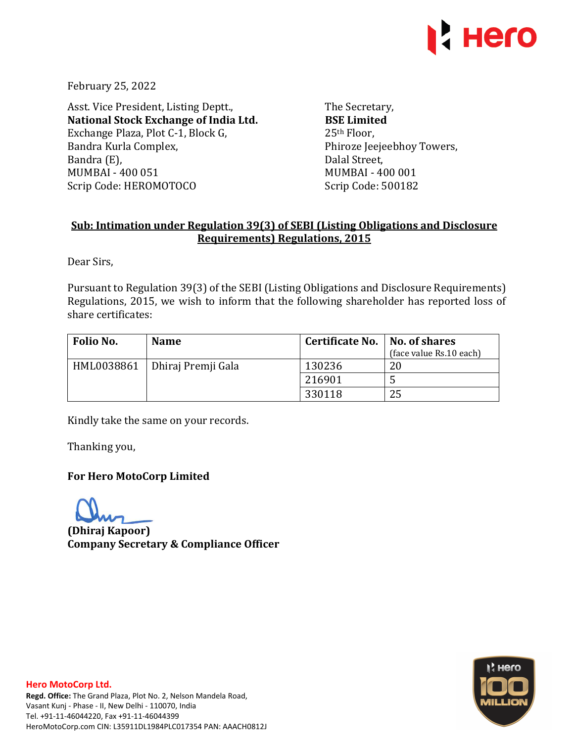February 25, 2022

Asst. Vice President, Listing Deptt.,
**National Stock Exchange of India Ltd.**
Exchange Plaza, Plot C-1, Block G,
Bandra Kurla Complex,
Bandra (E),
MUMBAI - 400 051
Scrip Code: HEROMOTOCO

The Secretary,
**BSE Limited**
25th Floor,
Phiroze Jeejeebhoy Towers,
Dalal Street,
MUMBAI - 400 001
Scrip Code: 500182

**Sub: Intimation under Regulation 39(3) of SEBI (Listing Obligations and Disclosure Requirements) Regulations, 2015**

Dear Sirs,

Pursuant to Regulation 39(3) of the SEBI (Listing Obligations and Disclosure Requirements) Regulations, 2015, we wish to inform that the following shareholder has reported loss of share certificates:

| Folio No. | Name | Certificate No. | No. of shares (face value Rs.10 each) |
|---|---|---|---|
| HML0038861 | Dhiraj Premji Gala | 130236 | 20 |
| | | 216901 | 5 |
| | | 330118 | 25 |

Kindly take the same on your records.

Thanking you,

**For Hero MotoCorp Limited**

**(Dhiraj Kapoor)**
**Company Secretary & Compliance Officer**

**Hero MotoCorp Ltd.**
**Regd. Office:** The Grand Plaza, Plot No. 2, Nelson Mandela Road, Vasant Kunj - Phase - II, New Delhi - 110070, India
Tel. +91-11-46044220, Fax +91-11-46044399
HeroMotoCorp.com CIN: L35911DL1984PLC017354 PAN: AAACH0812J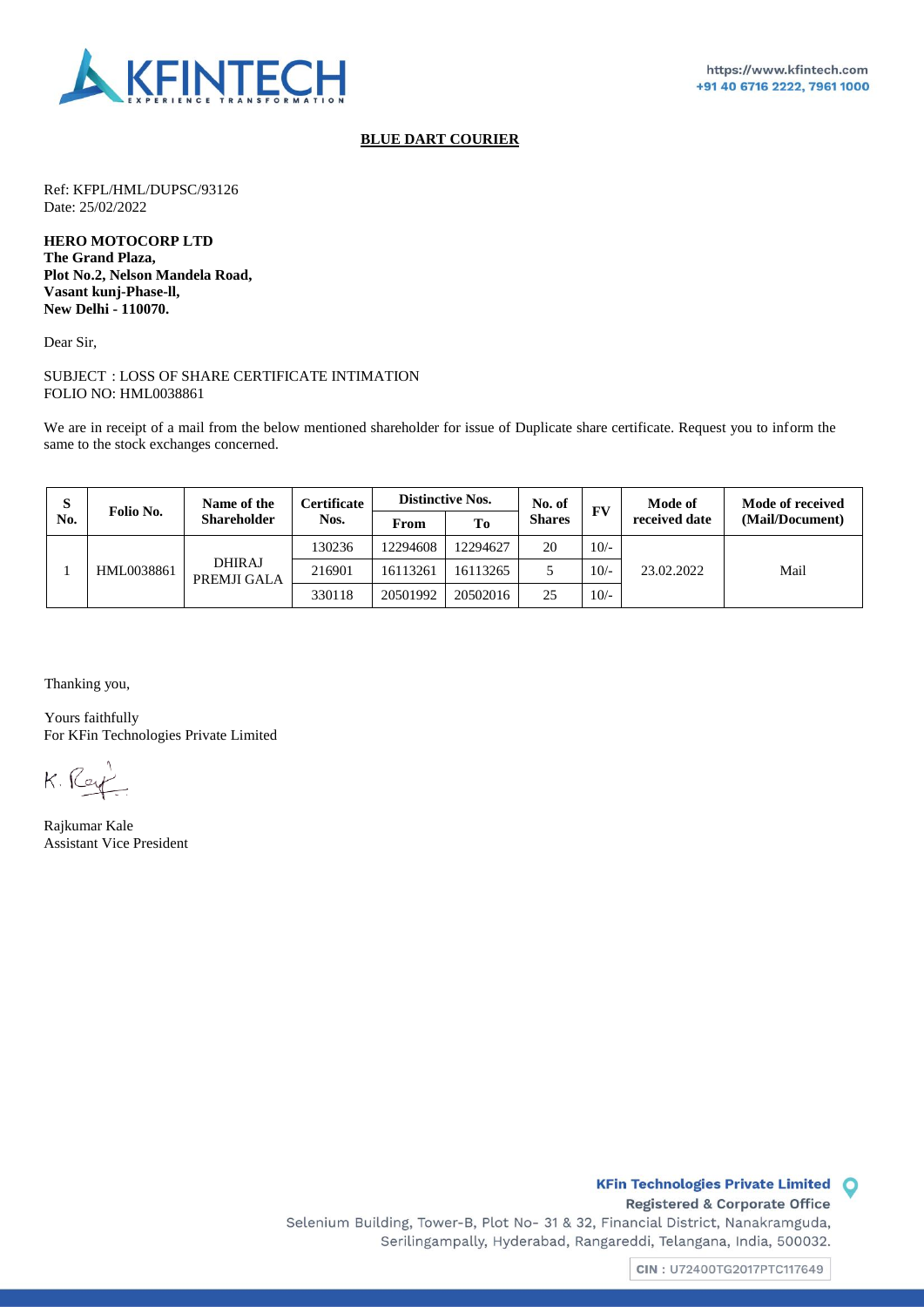**BLUE DART COURIER**

Ref: KFPL/HML/DUPSC/93126
Date: 25/02/2022

**HERO MOTOCORP LTD**
**The Grand Plaza,**
**Plot No.2, Nelson Mandela Road,**
**Vasant kunj-Phase-ll,**
**New Delhi - 110070.**

Dear Sir,

SUBJECT : LOSS OF SHARE CERTIFICATE INTIMATION
FOLIO NO: HML0038861

We are in receipt of a mail from the below mentioned shareholder for issue of Duplicate share certificate. Request you to inform the same to the stock exchanges concerned.

| S No. | Folio No. | Name of the Shareholder | Certificate Nos. | Distinctive Nos. | | No. of Shares | FV | Mode of received date | Mode of received (Mail/Document) |
|---|---|---|---|---|---|---|---|---|---|
| | | | | From | To | | | | |
| 1 | HML0038861 | DHIRAJ PREMJI GALA | 130236 | 12294608 | 12294627 | 20 | 10/- | 23.02.2022 | Mail |
| | | | 216901 | 16113261 | 16113265 | 5 | 10/- | | |
| | | | 330118 | 20501992 | 20502016 | 25 | 10/- | | |

Thanking you,

Yours faithfully
For KFin Technologies Private Limited

Rajkumar Kale
Assistant Vice President